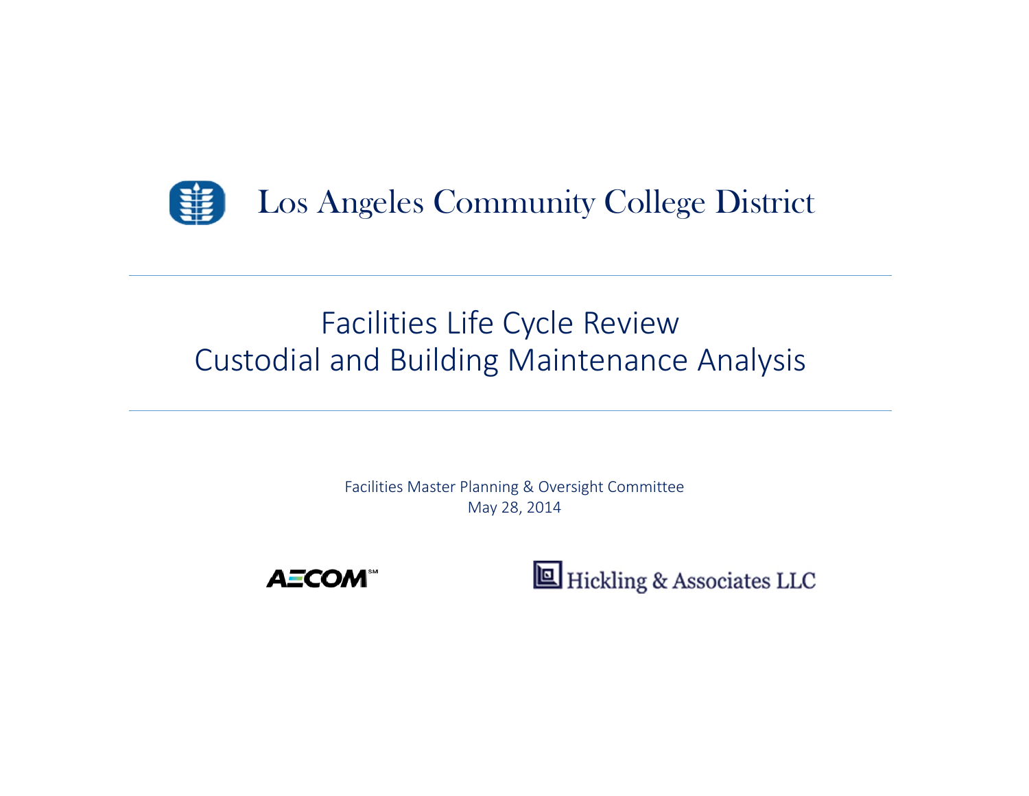# Los Angeles Community College District

## Facilities Life Cycle Review
## Custodial and Building Maintenance Analysis

Facilities Master Planning & Oversight Committee
May 28, 2014

AECOM

Hickling & Associates LLC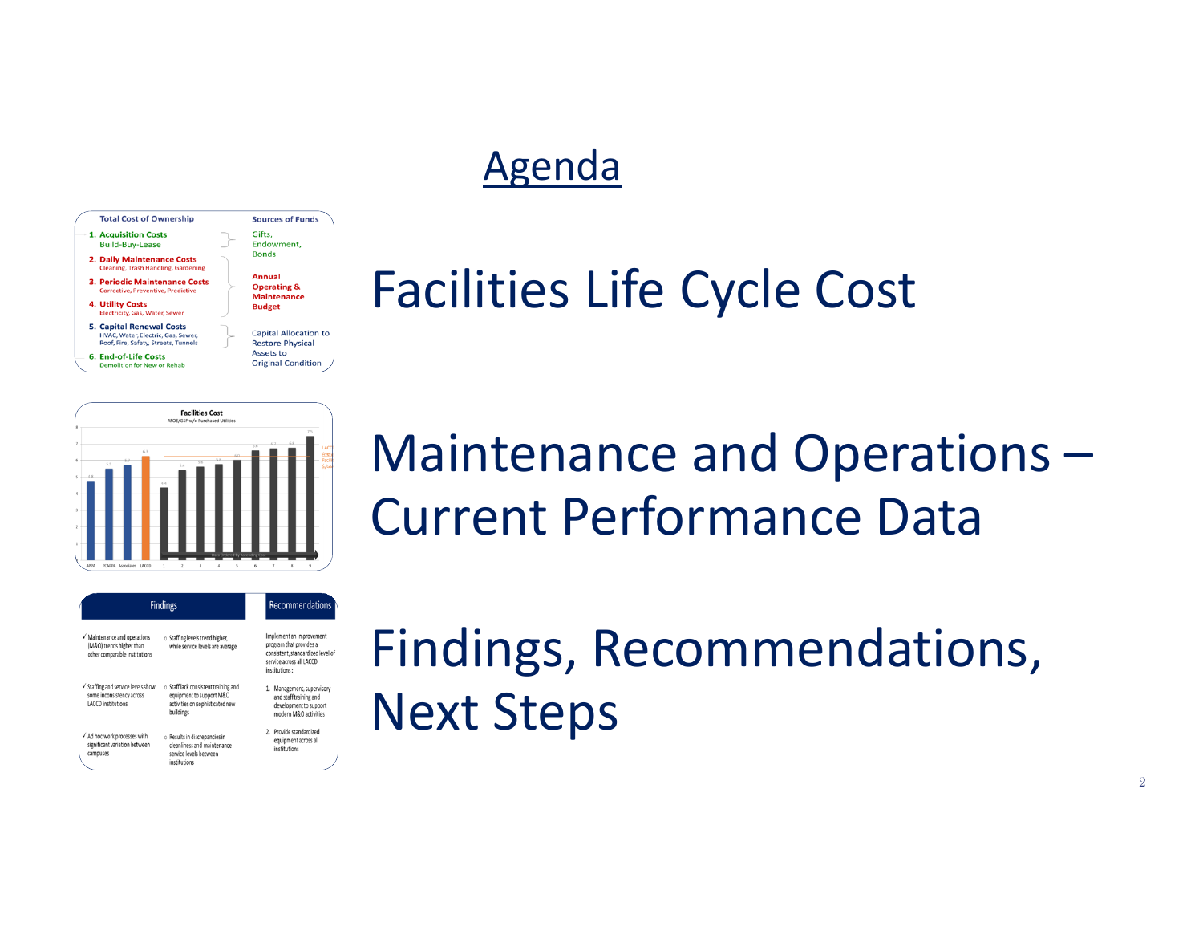# Agenda

Total Cost of Ownership

1. Acquisition Costs
   Build-Buy-Lease
2. Daily Maintenance Costs
   Cleaning, Trash Handling, Gardening
3. Periodic Maintenance Costs
   Corrective, Preventive, Predictive
4. Utility Costs
   Electricity, Gas, Water, Sewer
5. Capital Renewal Costs
   HVAC, Water, Electric, Gas, Sewer, Roof, Fire, Safety, Streets, Tunnels
6. End-of-Life Costs
   Demolition for New or Rehab

Sources of Funds

Gifts, Endowment, Bonds

Annual Operating & Maintenance Budget

Capital Allocation to Restore Physical Assets to Original Condition

## Facilities Life Cycle Cost

Facilities Cost

APOE/GSF w/o Purchased Utilities

APPA PCAPPA Associates LACCD 1 2 3 4 5 6 7 8 9

## Maintenance and Operations – Current Performance Data

| Findings | | Recommendations |
|---|---|---|
| ✓ Maintenance and operations (M&O) trends higher than other comparable institutions | ○ Staffing levels trend higher, while service levels are average | Implement an improvement program that provides a consistent, standardized level of service across all LACCD institutions: |
| ✓ Staffing and service levels show some inconsistency across LACCD institutions | ○ Staff lack consistent training and equipment to support M&O activities on sophisticated new buildings | 1. Management, supervisory and staff training and development to support modern M&O activities |
| ✓ Ad hoc work processes with significant variation between campuses | ○ Results in discrepancies in cleanliness and maintenance service levels between institutions | 2. Provide standardized equipment across all institutions |

## Findings, Recommendations, Next Steps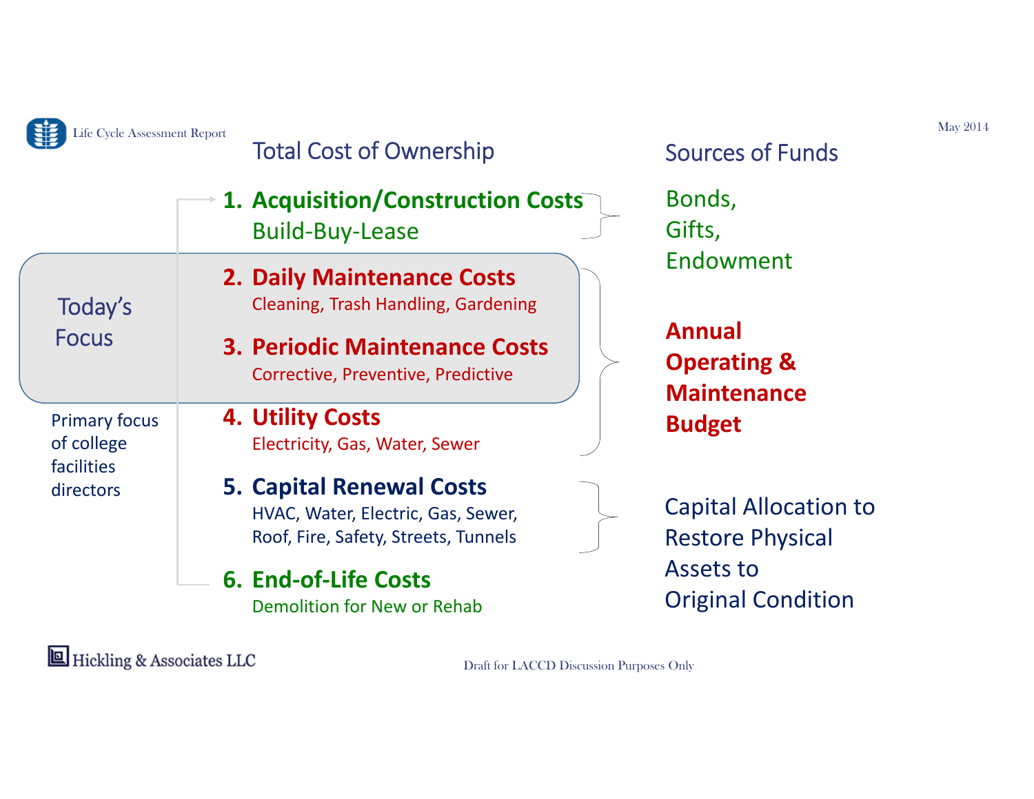## Total Cost of Ownership

1. **Acquisition/Construction Costs**
   Build-Buy-Lease
2. **Daily Maintenance Costs**
   Cleaning, Trash Handling, Gardening
3. **Periodic Maintenance Costs**
   Corrective, Preventive, Predictive
4. **Utility Costs**
   Electricity, Gas, Water, Sewer
5. **Capital Renewal Costs**
   HVAC, Water, Electric, Gas, Sewer, Roof, Fire, Safety, Streets, Tunnels
6. **End-of-Life Costs**
   Demolition for New or Rehab

Today's Focus (items 2–3)

Primary focus of college facilities directors

## Sources of Funds

- Bonds, Gifts, Endowment (item 1)
- **Annual Operating & Maintenance Budget** (items 2–4)
- Capital Allocation to Restore Physical Assets to Original Condition (item 5)

Draft for LACCD Discussion Purposes Only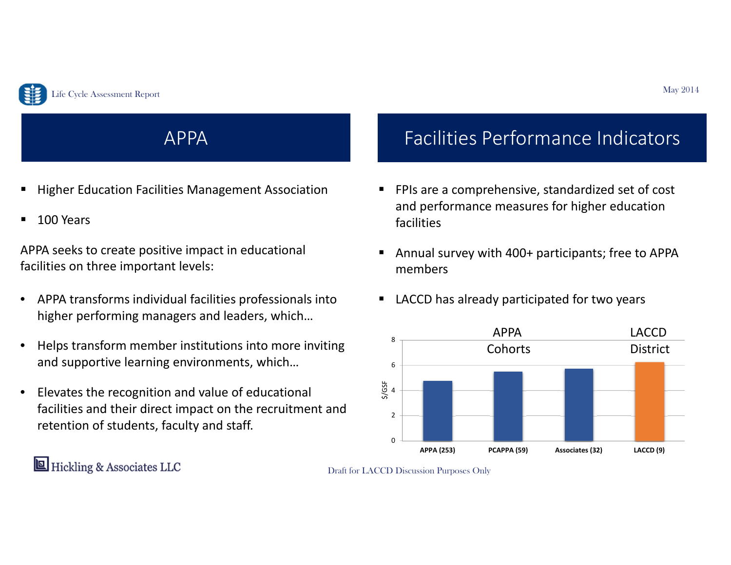## APPA

- Higher Education Facilities Management Association
- 100 Years

APPA seeks to create positive impact in educational facilities on three important levels:

- APPA transforms individual facilities professionals into higher performing managers and leaders, which…
- Helps transform member institutions into more inviting and supportive learning environments, which…
- Elevates the recognition and value of educational facilities and their direct impact on the recruitment and retention of students, faculty and staff.

## Facilities Performance Indicators

- FPIs are a comprehensive, standardized set of cost and performance measures for higher education facilities
- Annual survey with 400+ participants; free to APPA members
- LACCD has already participated for two years

APPA Cohorts

LACCD District

$/GSF

8

6

4

2

0

APPA (253)

PCAPPA (59)

Associates (32)

LACCD (9)

Hickling & Associates LLC

Draft for LACCD Discussion Purposes Only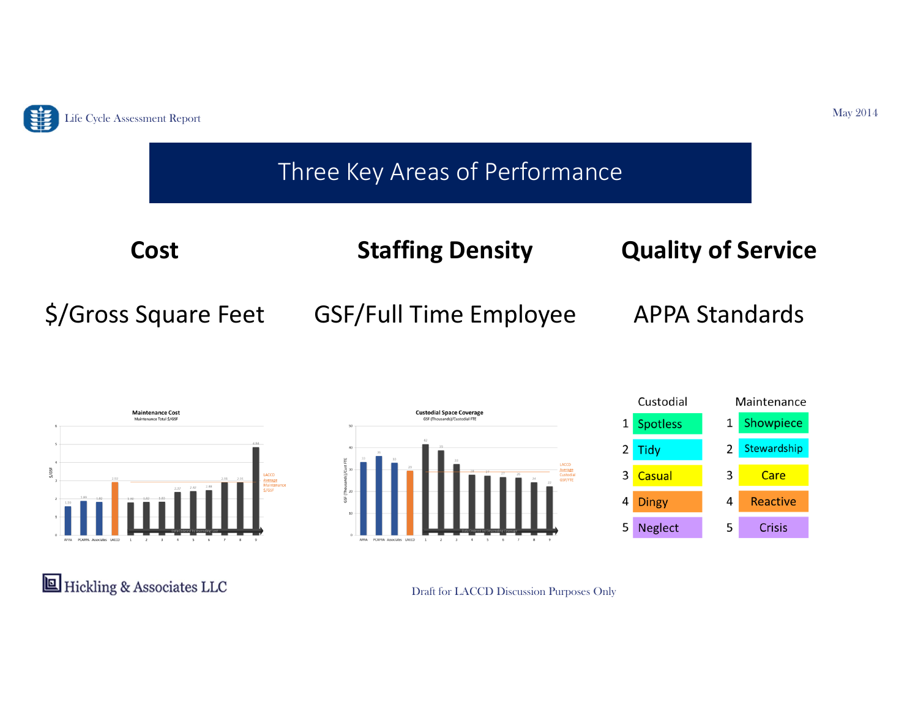# Three Key Areas of Performance

**Cost**

$/Gross Square Feet

Maintenance Cost
Maintenance Total $/GSF

$/GSF
0 1 2 3 4 5 6
1.59 1.89 1.82 2.92 1.80 1.82 1.83 2.37 2.42 2.48 2.91 2.91 4.84
APPA PCAPPA Associates LACCD 1 2 3 4 5 6 7 8 9
Data Ordered by Ascending Cost
LACCD Average Maintenance $/GSF

**Staffing Density**

GSF/Full Time Employee

Custodial Space Coverage
GSF (Thousands)/Custodial FTE

GSF (Thousands)/Cust FTE
0 10 20 30 40 50
33 36 33 29 42 39 33 28 27 27 26 24 22
APPA PCAPPA Associates LACCD 1 2 3 4 5 6 7 8 9
Data Ordered by Descending Coverage
LACCD Average Custodial GSF/FTE

**Quality of Service**

APPA Standards

| | Custodial | | Maintenance |
|---|---|---|---|
| 1 | Spotless | 1 | Showpiece |
| 2 | Tidy | 2 | Stewardship |
| 3 | Casual | 3 | Care |
| 4 | Dingy | 4 | Reactive |
| 5 | Neglect | 5 | Crisis |

Draft for LACCD Discussion Purposes Only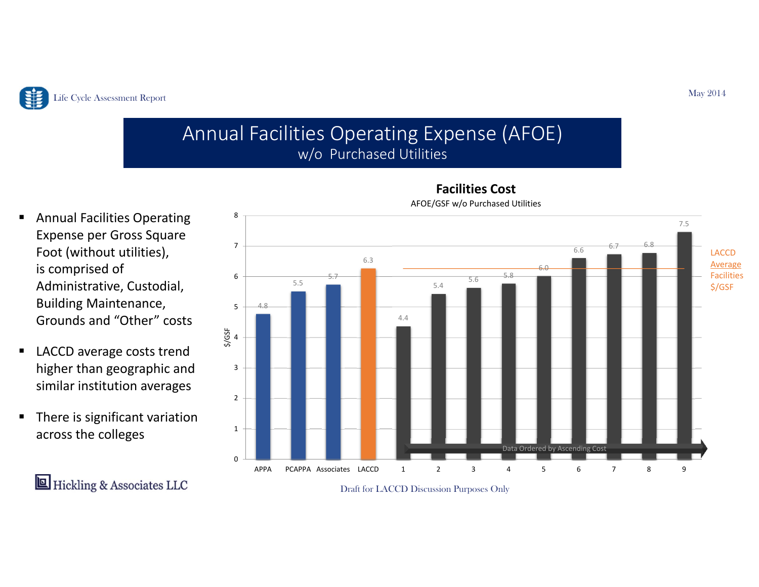# Annual Facilities Operating Expense (AFOE)

## w/o Purchased Utilities

- Annual Facilities Operating Expense per Gross Square Foot (without utilities), is comprised of Administrative, Custodial, Building Maintenance, Grounds and "Other" costs
- LACCD average costs trend higher than geographic and similar institution averages
- There is significant variation across the colleges

**Facilities Cost**

AFOE/GSF w/o Purchased Utilities

$/GSF

0
1
2
3
4
5
6
7
8

4.8
5.5
5.7
6.3
4.4
5.4
5.6
5.8
6.0
6.6
6.7
6.8
7.5

APPA
PCAPPA
Associates
LACCD
1
2
3
4
5
6
7
8
9

Data Ordered by Ascending Cost

LACCD Average Facilities $/GSF

Hickling & Associates LLC

Draft for LACCD Discussion Purposes Only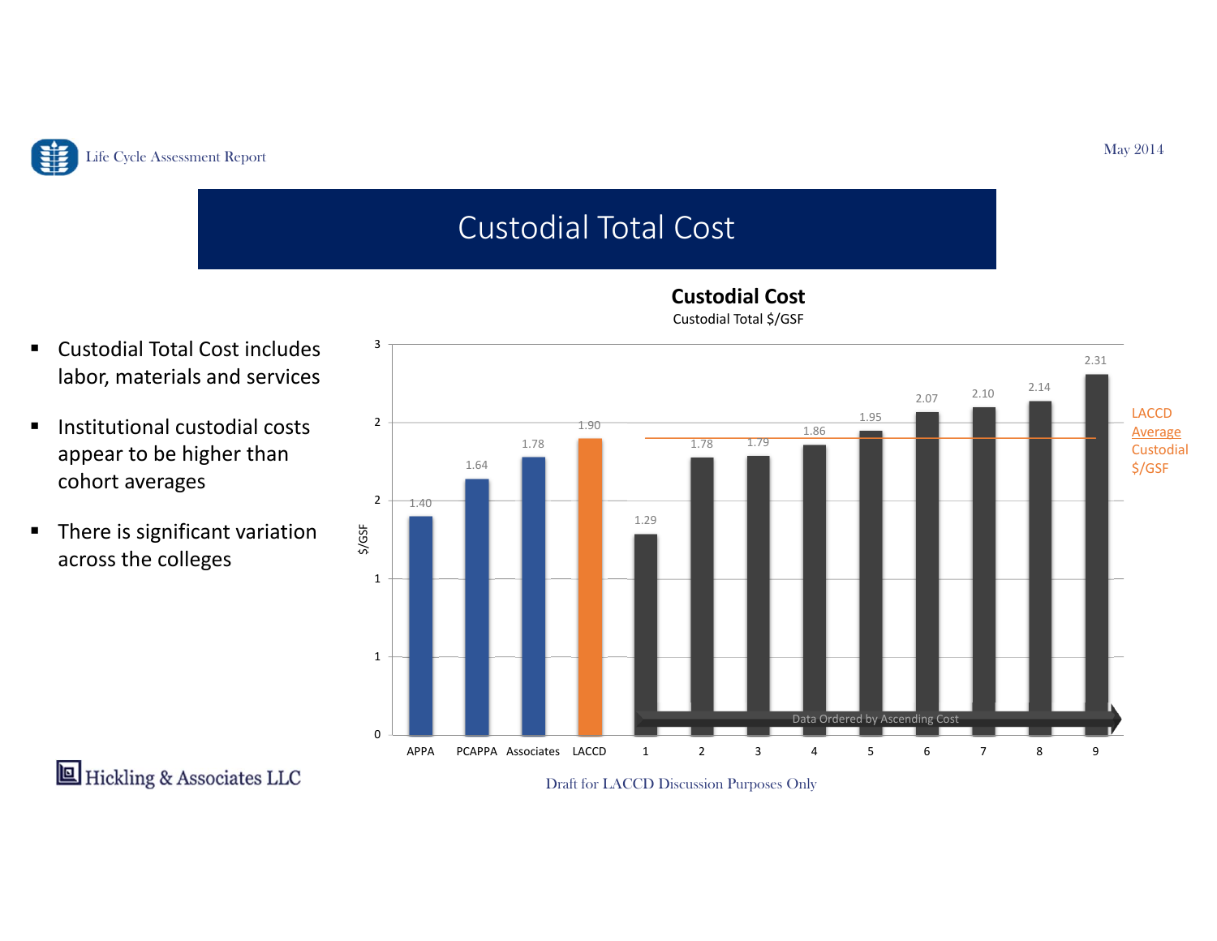# Custodial Total Cost

- Custodial Total Cost includes labor, materials and services
- Institutional custodial costs appear to be higher than cohort averages
- There is significant variation across the colleges

**Custodial Cost**

Custodial Total $/GSF

$/GSF

3
2
2
1
1
0

1.40
1.64
1.78
1.90
1.29
1.78
1.79
1.86
1.95
2.07
2.10
2.14
2.31

APPA PCAPPA Associates LACCD 1 2 3 4 5 6 7 8 9

Data Ordered by Ascending Cost

LACCD Average Custodial $/GSF

Hickling & Associates LLC

Draft for LACCD Discussion Purposes Only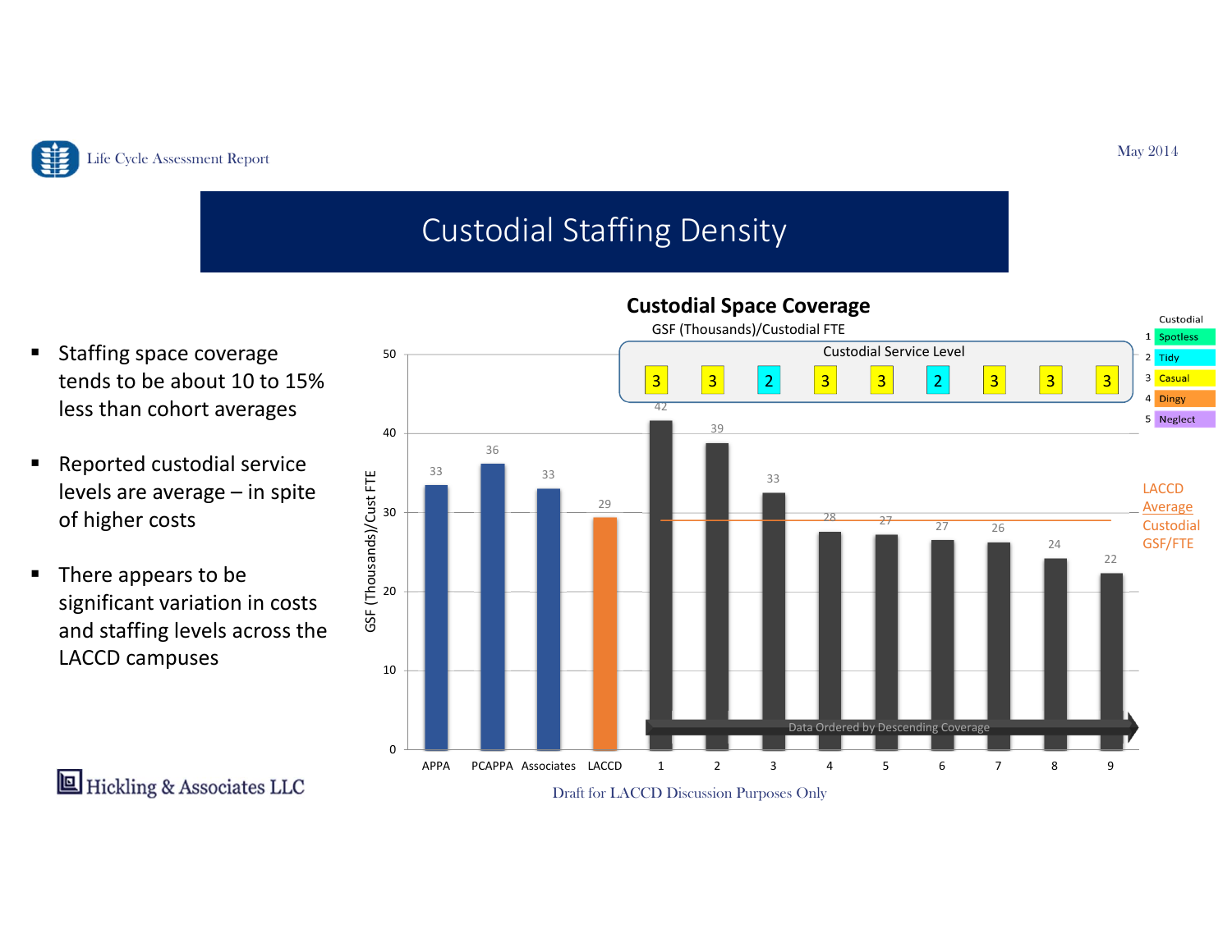# Custodial Staffing Density

- Staffing space coverage tends to be about 10 to 15% less than cohort averages
- Reported custodial service levels are average – in spite of higher costs
- There appears to be significant variation in costs and staffing levels across the LACCD campuses

**Custodial Space Coverage**

GSF (Thousands)/Custodial FTE

Custodial Service Level

3 3 2 3 3 2 3 3 3

Custodial
1 Spotless
2 Tidy
3 Casual
4 Dingy
5 Neglect

GSF (Thousands)/Cust FTE

50
40
30
20
10
0

33 36 33 29 42 39 33 28 27 27 26 24 22

APPA PCAPPA Associates LACCD 1 2 3 4 5 6 7 8 9

Data Ordered by Descending Coverage

LACCD Average Custodial GSF/FTE

Hickling & Associates LLC

Draft for LACCD Discussion Purposes Only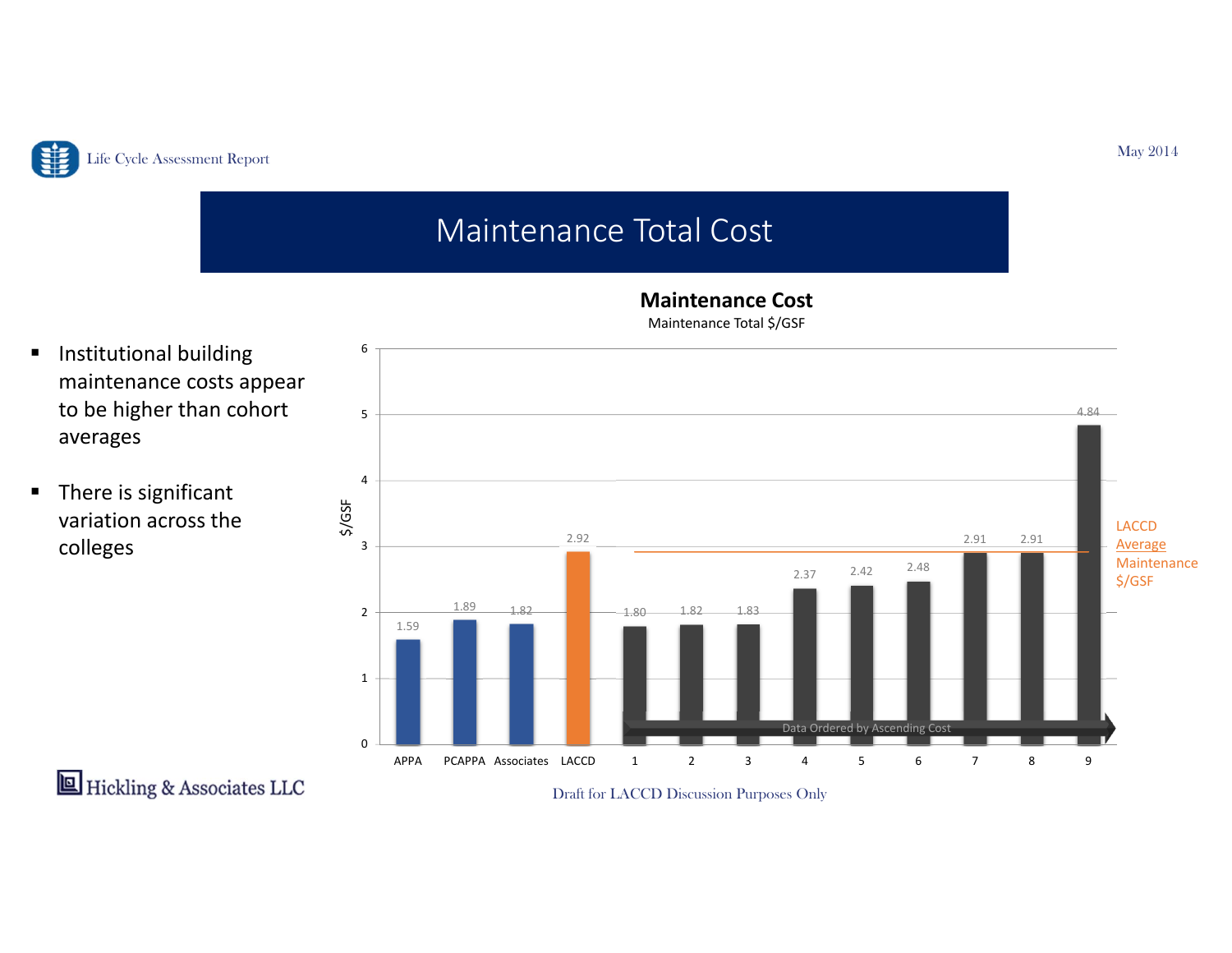# Maintenance Total Cost

- Institutional building maintenance costs appear to be higher than cohort averages
- There is significant variation across the colleges

**Maintenance Cost**

Maintenance Total $/GSF

$/GSF

6
5
4
3
2
1
0

1.59
1.89
1.82
2.92
1.80
1.82
1.83
2.37
2.42
2.48
2.91
2.91
4.84

APPA PCAPPA Associates LACCD 1 2 3 4 5 6 7 8 9

Data Ordered by Ascending Cost

LACCD Average Maintenance $/GSF

Draft for LACCD Discussion Purposes Only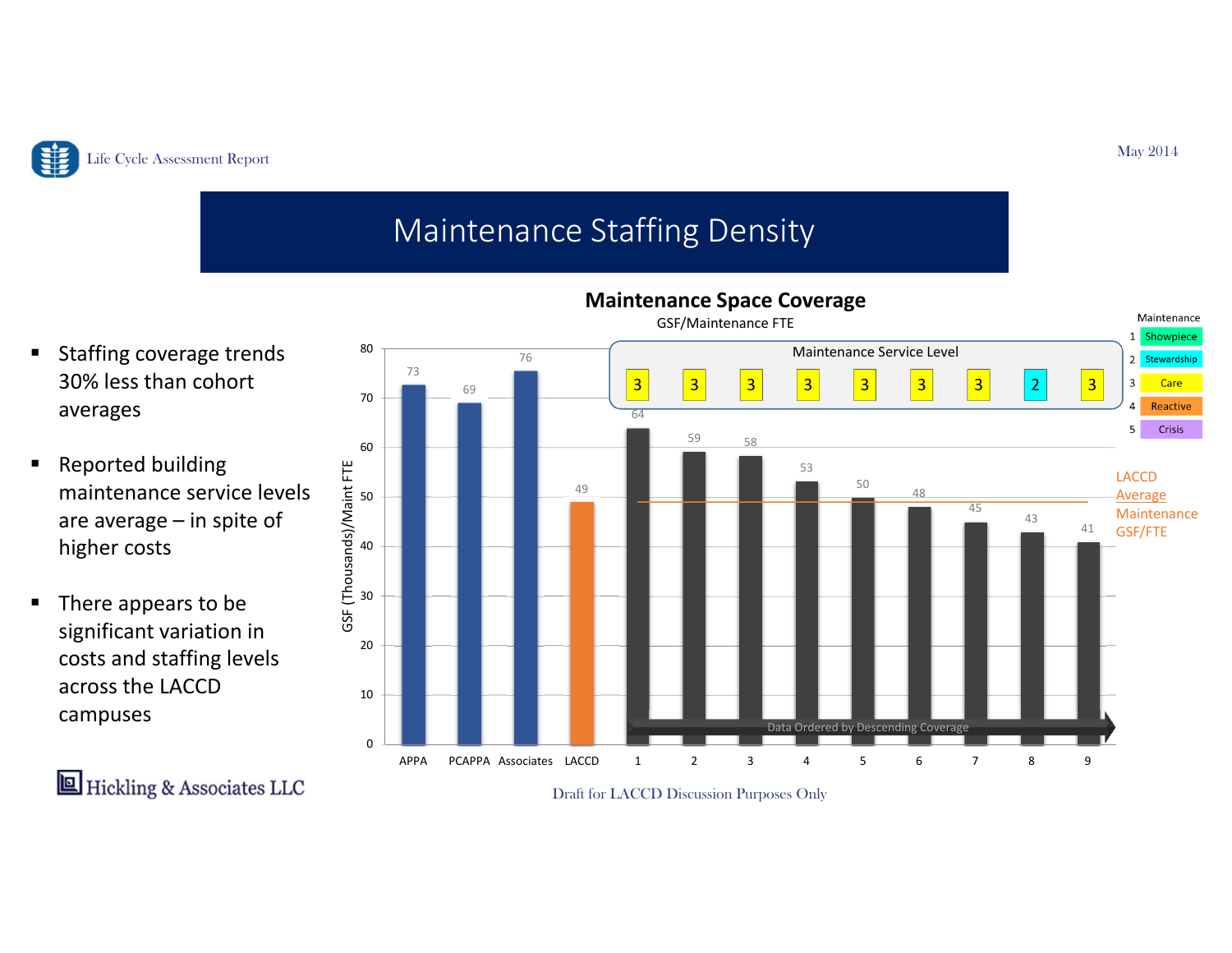# Maintenance Staffing Density

- Staffing coverage trends 30% less than cohort averages
- Reported building maintenance service levels are average – in spite of higher costs
- There appears to be significant variation in costs and staffing levels across the LACCD campuses

**Maintenance Space Coverage**

GSF/Maintenance FTE

GSF (Thousands)/Maint FTE

0
10
20
30
40
50
60
70
80

APPA 73
PCAPPA 69
Associates 76
LACCD 49
1 64
2 59
3 58
4 53
5 50
6 48
7 45
8 43
9 41

Maintenance Service Level

3 3 3 3 3 3 3 2 3

Data Ordered by Descending Coverage

LACCD Average Maintenance GSF/FTE

Maintenance
1 Showpiece
2 Stewardship
3 Care
4 Reactive
5 Crisis

Hickling & Associates LLC

Draft for LACCD Discussion Purposes Only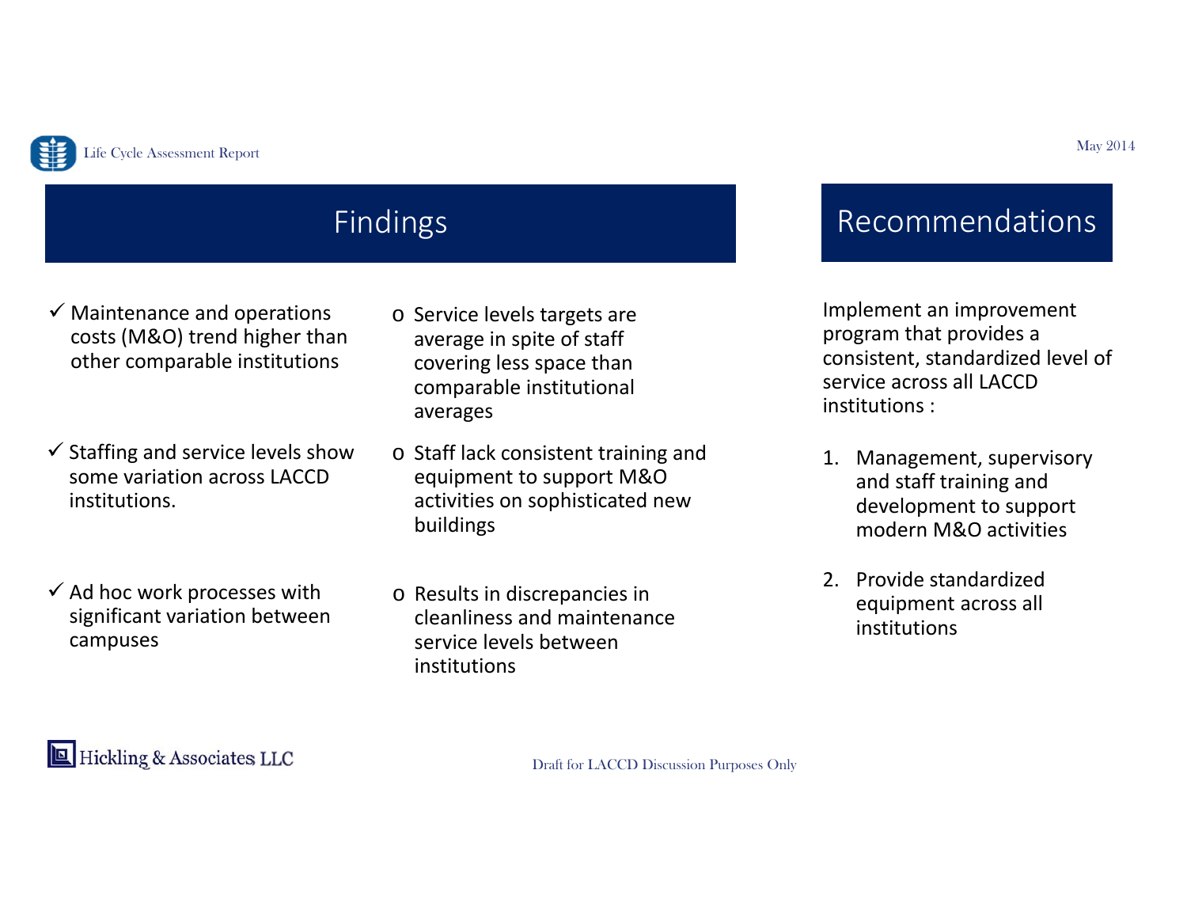## Findings

- ✓ Maintenance and operations costs (M&O) trend higher than other comparable institutions
  - o Service levels targets are average in spite of staff covering less space than comparable institutional averages
- ✓ Staffing and service levels show some variation across LACCD institutions.
  - o Staff lack consistent training and equipment to support M&O activities on sophisticated new buildings
- ✓ Ad hoc work processes with significant variation between campuses
  - o Results in discrepancies in cleanliness and maintenance service levels between institutions

## Recommendations

Implement an improvement program that provides a consistent, standardized level of service across all LACCD institutions :

1. Management, supervisory and staff training and development to support modern M&O activities
2. Provide standardized equipment across all institutions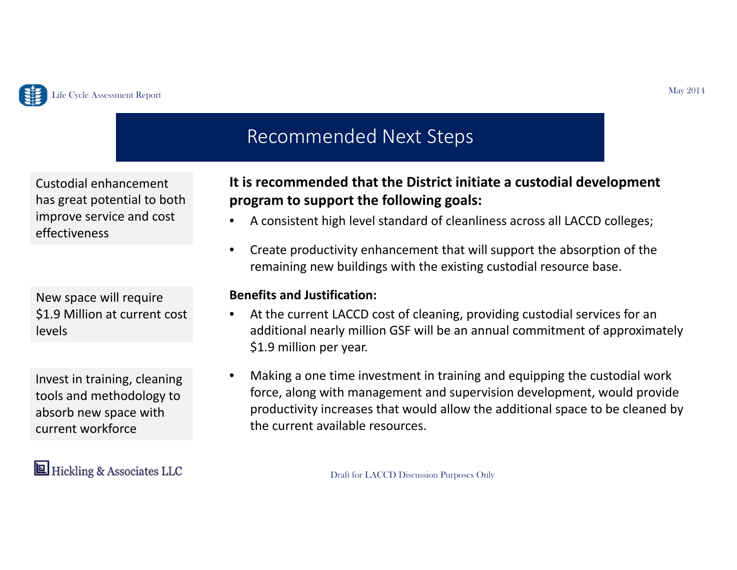# Recommended Next Steps

Custodial enhancement has great potential to both improve service and cost effectiveness

**It is recommended that the District initiate a custodial development program to support the following goals:**

- A consistent high level standard of cleanliness across all LACCD colleges;
- Create productivity enhancement that will support the absorption of the remaining new buildings with the existing custodial resource base.

New space will require $1.9 Million at current cost levels

**Benefits and Justification:**

- At the current LACCD cost of cleaning, providing custodial services for an additional nearly million GSF will be an annual commitment of approximately $1.9 million per year.

Invest in training, cleaning tools and methodology to absorb new space with current workforce

- Making a one time investment in training and equipping the custodial work force, along with management and supervision development, would provide productivity increases that would allow the additional space to be cleaned by the current available resources.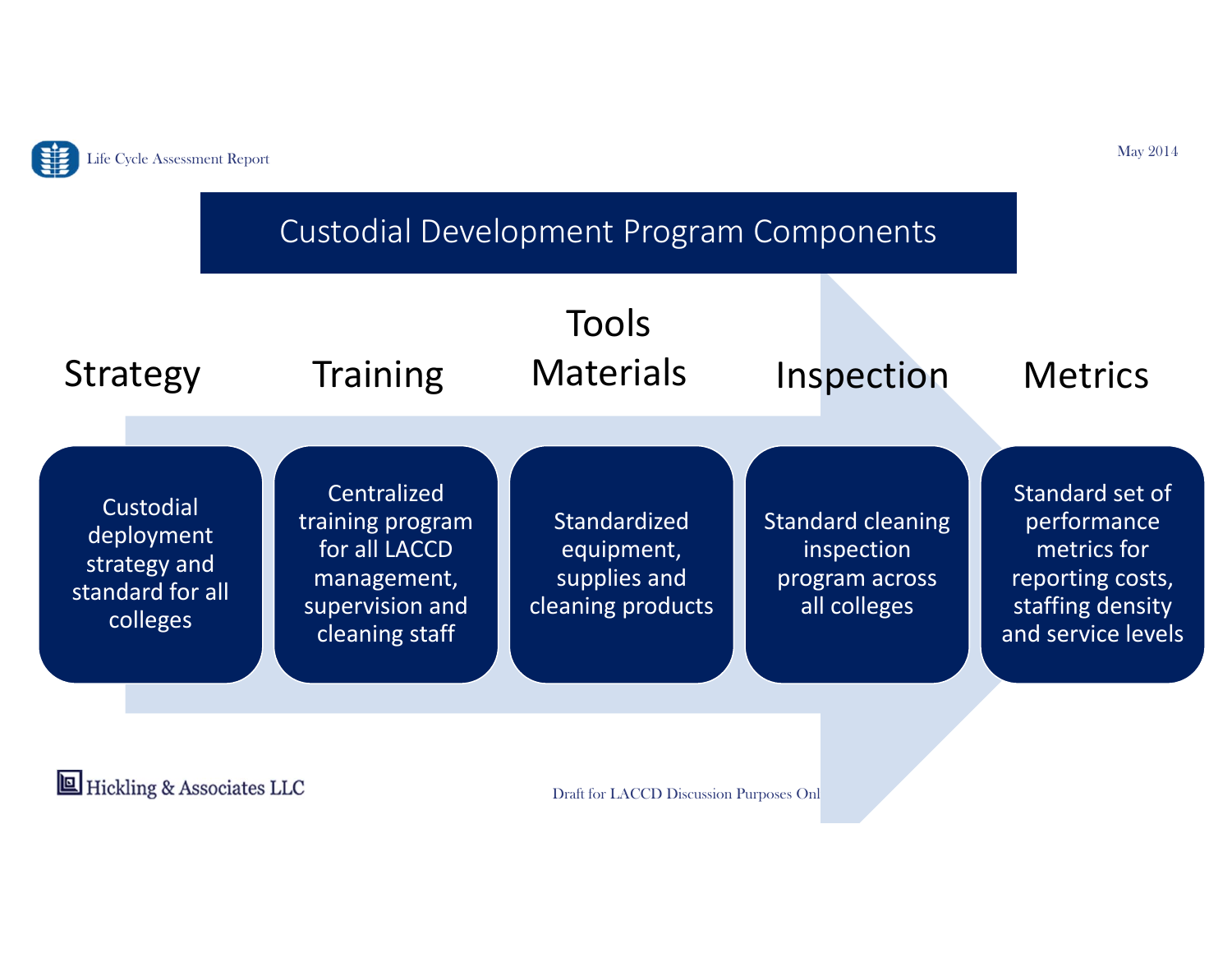# Custodial Development Program Components

**Strategy**

Custodial deployment strategy and standard for all colleges

**Training**

Centralized training program for all LACCD management, supervision and cleaning staff

**Tools Materials**

Standardized equipment, supplies and cleaning products

**Inspection**

Standard cleaning inspection program across all colleges

**Metrics**

Standard set of performance metrics for reporting costs, staffing density and service levels